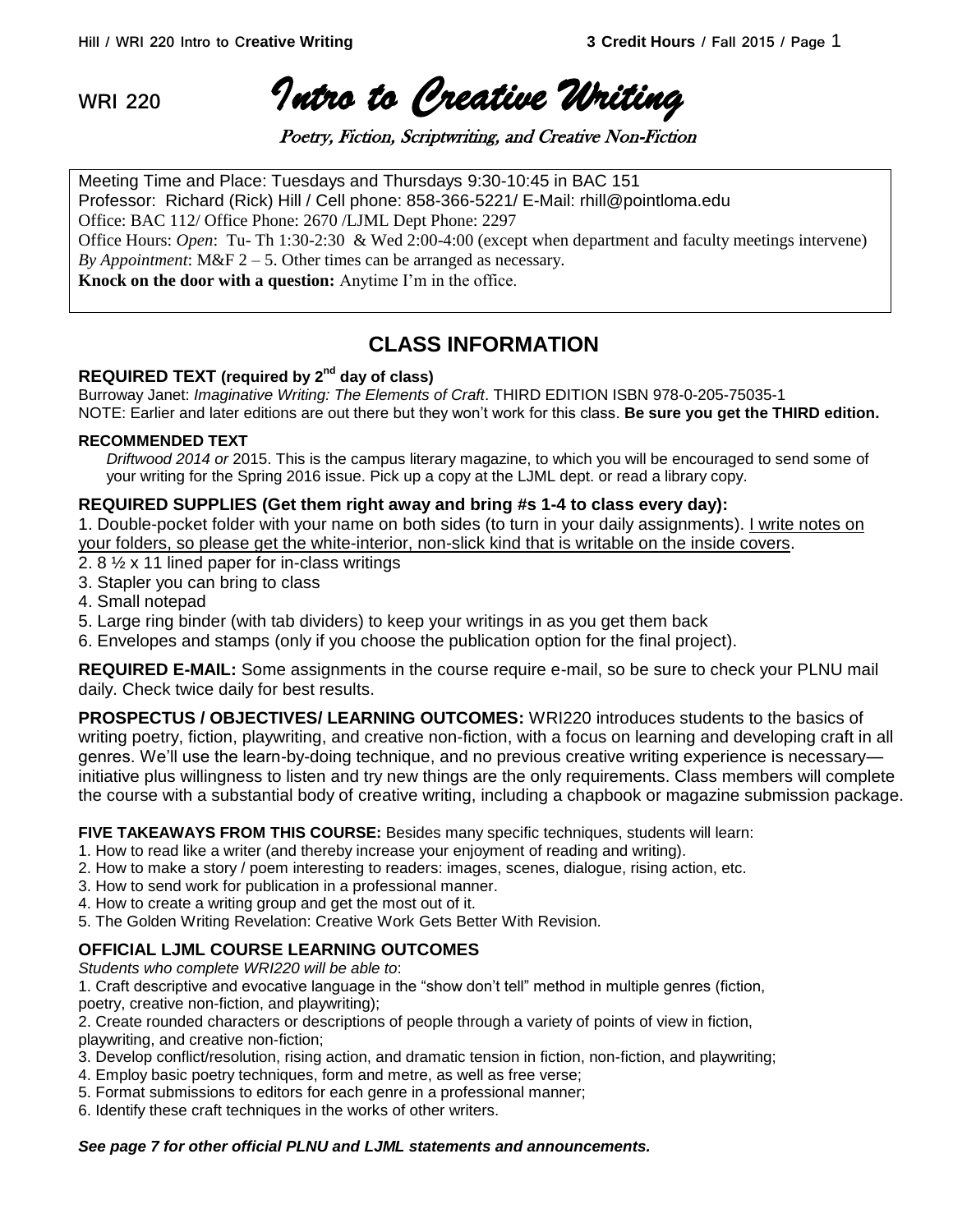# WRI 220 *Intro to Creative Writing*

*Poetry, Fiction, Scriptwriting, and Creative Non-Fiction*

Meeting Time and Place: Tuesdays and Thursdays 9:30-10:45 in BAC 151
Professor: Richard (Rick) Hill / Cell phone: 858-366-5221/ E-Mail: rhill@pointloma.edu
Office: BAC 112/ Office Phone: 2670 /LJML Dept Phone: 2297
Office Hours: *Open*: Tu- Th 1:30-2:30 & Wed 2:00-4:00 (except when department and faculty meetings intervene)
*By Appointment*: M&F 2 – 5. Other times can be arranged as necessary.
**Knock on the door with a question:** Anytime I'm in the office.

## CLASS INFORMATION

### REQUIRED TEXT (required by 2nd day of class)

Burroway Janet: *Imaginative Writing: The Elements of Craft*. THIRD EDITION ISBN 978-0-205-75035-1
NOTE: Earlier and later editions are out there but they won't work for this class. **Be sure you get the THIRD edition.**

#### RECOMMENDED TEXT

*Driftwood 2014 or* 2015. This is the campus literary magazine, to which you will be encouraged to send some of your writing for the Spring 2016 issue. Pick up a copy at the LJML dept. or read a library copy.

### REQUIRED SUPPLIES (Get them right away and bring #s 1-4 to class every day):

1. Double-pocket folder with your name on both sides (to turn in your daily assignments). I write notes on your folders, so please get the white-interior, non-slick kind that is writable on the inside covers.
2. 8 ½ x 11 lined paper for in-class writings
3. Stapler you can bring to class
4. Small notepad
5. Large ring binder (with tab dividers) to keep your writings in as you get them back
6. Envelopes and stamps (only if you choose the publication option for the final project).

**REQUIRED E-MAIL:** Some assignments in the course require e-mail, so be sure to check your PLNU mail daily. Check twice daily for best results.

**PROSPECTUS / OBJECTIVES/ LEARNING OUTCOMES:** WRI220 introduces students to the basics of writing poetry, fiction, playwriting, and creative non-fiction, with a focus on learning and developing craft in all genres. We'll use the learn-by-doing technique, and no previous creative writing experience is necessary—initiative plus willingness to listen and try new things are the only requirements. Class members will complete the course with a substantial body of creative writing, including a chapbook or magazine submission package.

**FIVE TAKEAWAYS FROM THIS COURSE:** Besides many specific techniques, students will learn:

1. How to read like a writer (and thereby increase your enjoyment of reading and writing).
2. How to make a story / poem interesting to readers: images, scenes, dialogue, rising action, etc.
3. How to send work for publication in a professional manner.
4. How to create a writing group and get the most out of it.
5. The Golden Writing Revelation: Creative Work Gets Better With Revision.

### OFFICIAL LJML COURSE LEARNING OUTCOMES

*Students who complete WRI220 will be able to*:

1. Craft descriptive and evocative language in the "show don't tell" method in multiple genres (fiction, poetry, creative non-fiction, and playwriting);
2. Create rounded characters or descriptions of people through a variety of points of view in fiction, playwriting, and creative non-fiction;
3. Develop conflict/resolution, rising action, and dramatic tension in fiction, non-fiction, and playwriting;
4. Employ basic poetry techniques, form and metre, as well as free verse;
5. Format submissions to editors for each genre in a professional manner;
6. Identify these craft techniques in the works of other writers.

***See page 7 for other official PLNU and LJML statements and announcements.***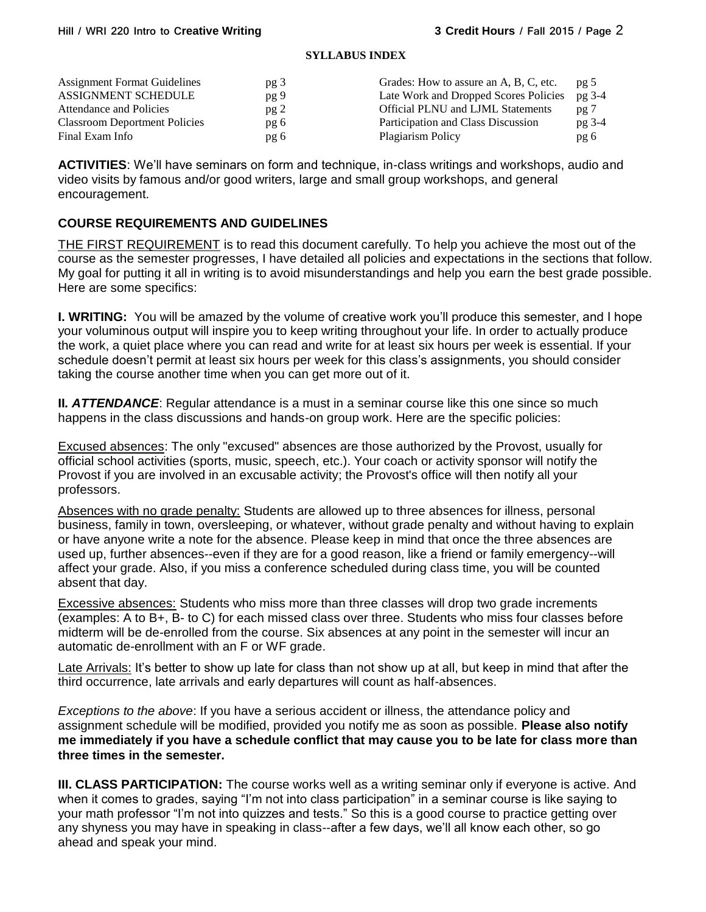**SYLLABUS INDEX**

| | | | |
|---|---|---|---|
| Assignment Format Guidelines | pg 3 | Grades: How to assure an A, B, C, etc. | pg 5 |
| ASSIGNMENT SCHEDULE | pg 9 | Late Work and Dropped Scores Policies | pg 3-4 |
| Attendance and Policies | pg 2 | Official PLNU and LJML Statements | pg 7 |
| Classroom Deportment Policies | pg 6 | Participation and Class Discussion | pg 3-4 |
| Final Exam Info | pg 6 | Plagiarism Policy | pg 6 |

**ACTIVITIES**: We'll have seminars on form and technique, in-class writings and workshops, audio and video visits by famous and/or good writers, large and small group workshops, and general encouragement.

## COURSE REQUIREMENTS AND GUIDELINES

THE FIRST REQUIREMENT is to read this document carefully. To help you achieve the most out of the course as the semester progresses, I have detailed all policies and expectations in the sections that follow. My goal for putting it all in writing is to avoid misunderstandings and help you earn the best grade possible. Here are some specifics:

**I. WRITING:** You will be amazed by the volume of creative work you'll produce this semester, and I hope your voluminous output will inspire you to keep writing throughout your life. In order to actually produce the work, a quiet place where you can read and write for at least six hours per week is essential. If your schedule doesn't permit at least six hours per week for this class's assignments, you should consider taking the course another time when you can get more out of it.

**II. *ATTENDANCE***: Regular attendance is a must in a seminar course like this one since so much happens in the class discussions and hands-on group work. Here are the specific policies:

Excused absences: The only "excused" absences are those authorized by the Provost, usually for official school activities (sports, music, speech, etc.). Your coach or activity sponsor will notify the Provost if you are involved in an excusable activity; the Provost's office will then notify all your professors.

Absences with no grade penalty: Students are allowed up to three absences for illness, personal business, family in town, oversleeping, or whatever, without grade penalty and without having to explain or have anyone write a note for the absence. Please keep in mind that once the three absences are used up, further absences--even if they are for a good reason, like a friend or family emergency--will affect your grade. Also, if you miss a conference scheduled during class time, you will be counted absent that day.

Excessive absences: Students who miss more than three classes will drop two grade increments (examples: A to B+, B- to C) for each missed class over three. Students who miss four classes before midterm will be de-enrolled from the course. Six absences at any point in the semester will incur an automatic de-enrollment with an F or WF grade.

Late Arrivals: It's better to show up late for class than not show up at all, but keep in mind that after the third occurrence, late arrivals and early departures will count as half-absences.

*Exceptions to the above*: If you have a serious accident or illness, the attendance policy and assignment schedule will be modified, provided you notify me as soon as possible. **Please also notify me immediately if you have a schedule conflict that may cause you to be late for class more than three times in the semester.**

**III. CLASS PARTICIPATION:** The course works well as a writing seminar only if everyone is active. And when it comes to grades, saying "I'm not into class participation" in a seminar course is like saying to your math professor "I'm not into quizzes and tests." So this is a good course to practice getting over any shyness you may have in speaking in class--after a few days, we'll all know each other, so go ahead and speak your mind.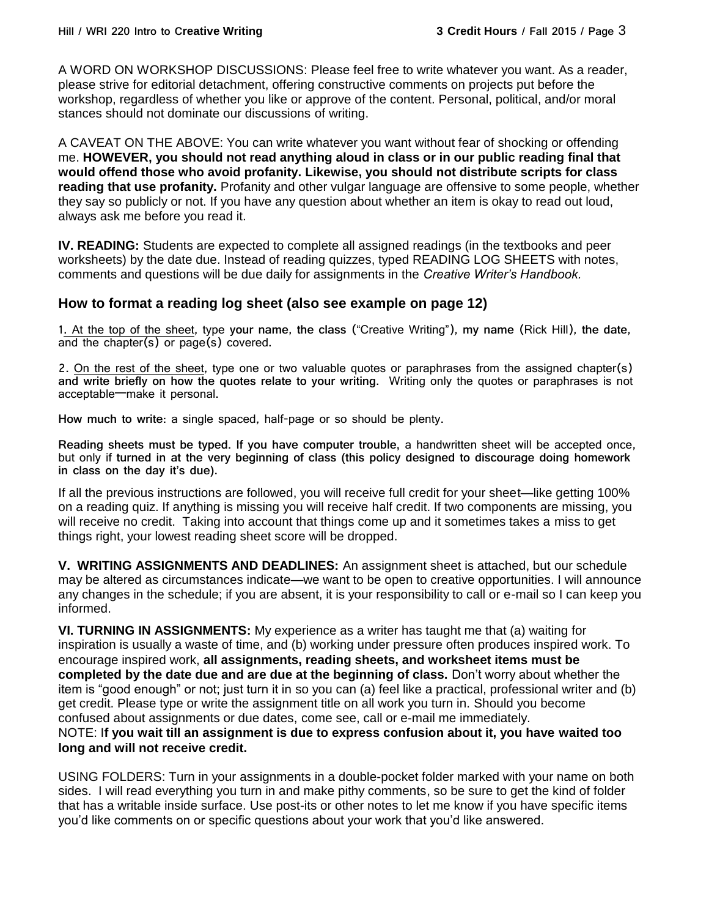A WORD ON WORKSHOP DISCUSSIONS: Please feel free to write whatever you want. As a reader, please strive for editorial detachment, offering constructive comments on projects put before the workshop, regardless of whether you like or approve of the content. Personal, political, and/or moral stances should not dominate our discussions of writing.

A CAVEAT ON THE ABOVE: You can write whatever you want without fear of shocking or offending me. **HOWEVER, you should not read anything aloud in class or in our public reading final that would offend those who avoid profanity. Likewise, you should not distribute scripts for class reading that use profanity.** Profanity and other vulgar language are offensive to some people, whether they say so publicly or not. If you have any question about whether an item is okay to read out loud, always ask me before you read it.

**IV. READING:** Students are expected to complete all assigned readings (in the textbooks and peer worksheets) by the date due. Instead of reading quizzes, typed READING LOG SHEETS with notes, comments and questions will be due daily for assignments in the *Creative Writer's Handbook.*

## How to format a reading log sheet (also see example on page 12)

1. At the top of the sheet, type **your name**, **the class** ("Creative Writing"), **my name** (Rick Hill), **the date**, and the chapter(s) or page(s) covered.

2. On the rest of the sheet, type one or two valuable quotes or paraphrases from the assigned chapter(s) **and write briefly on how the quotes relate to your writing.** Writing only the quotes or paraphrases is not acceptable—make it personal.

**How much to write:** a single spaced, half-page or so should be plenty.

**Reading sheets must be typed. If you have computer trouble,** a handwritten sheet will be accepted once, but only if **turned in at the very beginning of class (this policy designed to discourage doing homework in class on the day it's due).**

If all the previous instructions are followed, you will receive full credit for your sheet—like getting 100% on a reading quiz. If anything is missing you will receive half credit. If two components are missing, you will receive no credit. Taking into account that things come up and it sometimes takes a miss to get things right, your lowest reading sheet score will be dropped.

**V. WRITING ASSIGNMENTS AND DEADLINES:** An assignment sheet is attached, but our schedule may be altered as circumstances indicate—we want to be open to creative opportunities. I will announce any changes in the schedule; if you are absent, it is your responsibility to call or e-mail so I can keep you informed.

**VI. TURNING IN ASSIGNMENTS:** My experience as a writer has taught me that (a) waiting for inspiration is usually a waste of time, and (b) working under pressure often produces inspired work. To encourage inspired work, **all assignments, reading sheets, and worksheet items must be completed by the date due and are due at the beginning of class.** Don't worry about whether the item is "good enough" or not; just turn it in so you can (a) feel like a practical, professional writer and (b) get credit. Please type or write the assignment title on all work you turn in. Should you become confused about assignments or due dates, come see, call or e-mail me immediately.

NOTE: I**f you wait till an assignment is due to express confusion about it, you have waited too long and will not receive credit.**

USING FOLDERS: Turn in your assignments in a double-pocket folder marked with your name on both sides. I will read everything you turn in and make pithy comments, so be sure to get the kind of folder that has a writable inside surface. Use post-its or other notes to let me know if you have specific items you'd like comments on or specific questions about your work that you'd like answered.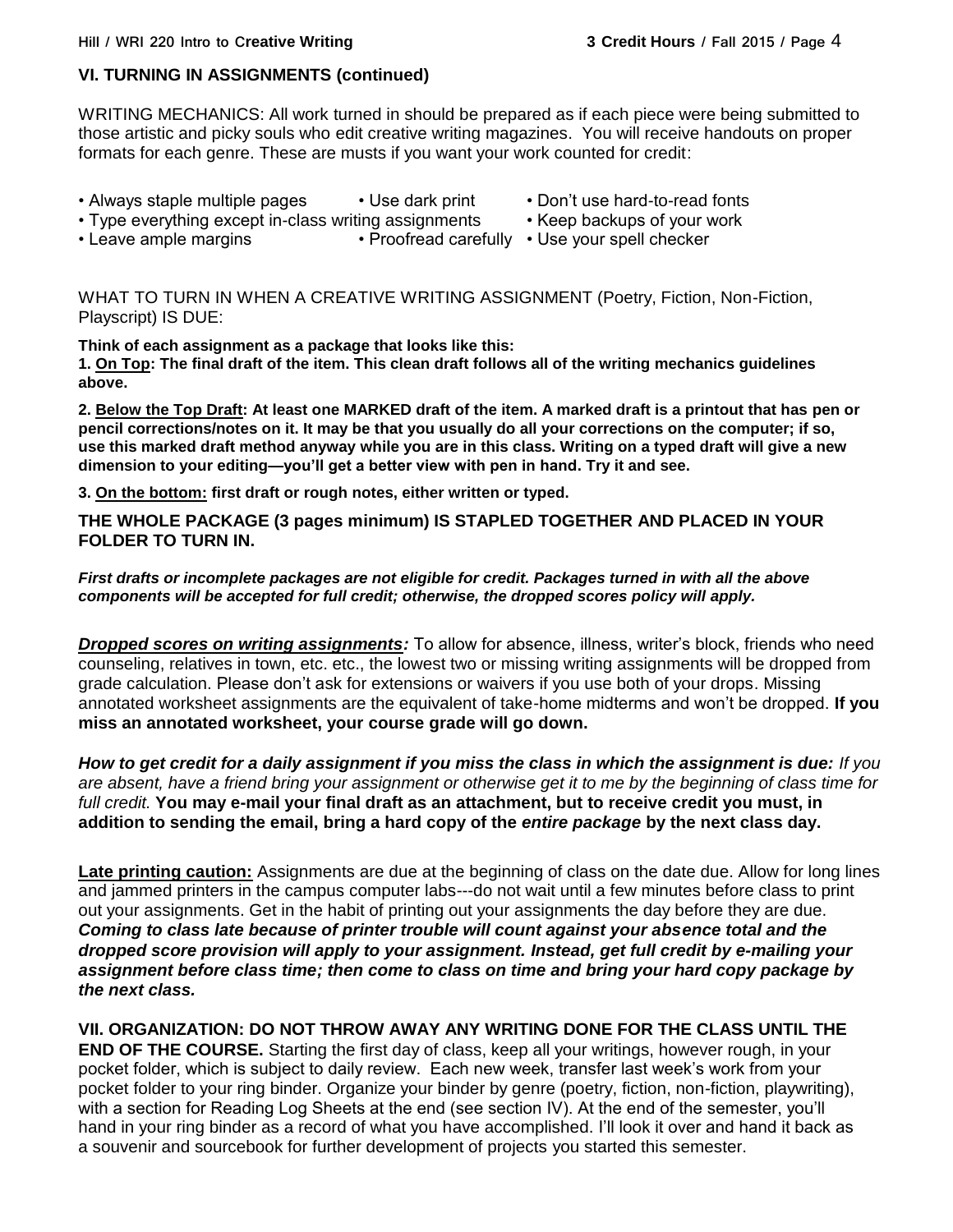## VI. TURNING IN ASSIGNMENTS (continued)

WRITING MECHANICS: All work turned in should be prepared as if each piece were being submitted to those artistic and picky souls who edit creative writing magazines. You will receive handouts on proper formats for each genre. These are musts if you want your work counted for credit:

- Always staple multiple pages
- Use dark print
- Don't use hard-to-read fonts
- Type everything except in-class writing assignments
- Keep backups of your work
- Leave ample margins
- Proofread carefully
- Use your spell checker

WHAT TO TURN IN WHEN A CREATIVE WRITING ASSIGNMENT (Poetry, Fiction, Non-Fiction, Playscript) IS DUE:

**Think of each assignment as a package that looks like this:**

**1. <u>On Top</u>: The final draft of the item. This clean draft follows all of the writing mechanics guidelines above.**

**2. <u>Below the Top Draft</u>: At least one MARKED draft of the item. A marked draft is a printout that has pen or pencil corrections/notes on it. It may be that you usually do all your corrections on the computer; if so, use this marked draft method anyway while you are in this class. Writing on a typed draft will give a new dimension to your editing—you'll get a better view with pen in hand. Try it and see.**

**3. <u>On the bottom:</u> first draft or rough notes, either written or typed.**

**THE WHOLE PACKAGE (3 pages minimum) IS STAPLED TOGETHER AND PLACED IN YOUR FOLDER TO TURN IN.**

***First drafts or incomplete packages are not eligible for credit. Packages turned in with all the above components will be accepted for full credit; otherwise, the dropped scores policy will apply.***

***<u>Dropped scores on writing assignments</u>:*** To allow for absence, illness, writer's block, friends who need counseling, relatives in town, etc. etc., the lowest two or missing writing assignments will be dropped from grade calculation. Please don't ask for extensions or waivers if you use both of your drops. Missing annotated worksheet assignments are the equivalent of take-home midterms and won't be dropped. **If you miss an annotated worksheet, your course grade will go down.**

***How to get credit for a daily assignment if you miss the class in which the assignment is due:*** *If you are absent, have a friend bring your assignment or otherwise get it to me by the beginning of class time for full credit.* **You may e-mail your final draft as an attachment, but to receive credit you must, in addition to sending the email, bring a hard copy of the *entire package* by the next class day.**

**<u>Late printing caution:</u>** Assignments are due at the beginning of class on the date due. Allow for long lines and jammed printers in the campus computer labs---do not wait until a few minutes before class to print out your assignments. Get in the habit of printing out your assignments the day before they are due. ***Coming to class late because of printer trouble will count against your absence total and the dropped score provision will apply to your assignment. Instead, get full credit by e-mailing your assignment before class time; then come to class on time and bring your hard copy package by the next class.***

**VII. ORGANIZATION: DO NOT THROW AWAY ANY WRITING DONE FOR THE CLASS UNTIL THE END OF THE COURSE.** Starting the first day of class, keep all your writings, however rough, in your pocket folder, which is subject to daily review. Each new week, transfer last week's work from your pocket folder to your ring binder. Organize your binder by genre (poetry, fiction, non-fiction, playwriting), with a section for Reading Log Sheets at the end (see section IV). At the end of the semester, you'll hand in your ring binder as a record of what you have accomplished. I'll look it over and hand it back as a souvenir and sourcebook for further development of projects you started this semester.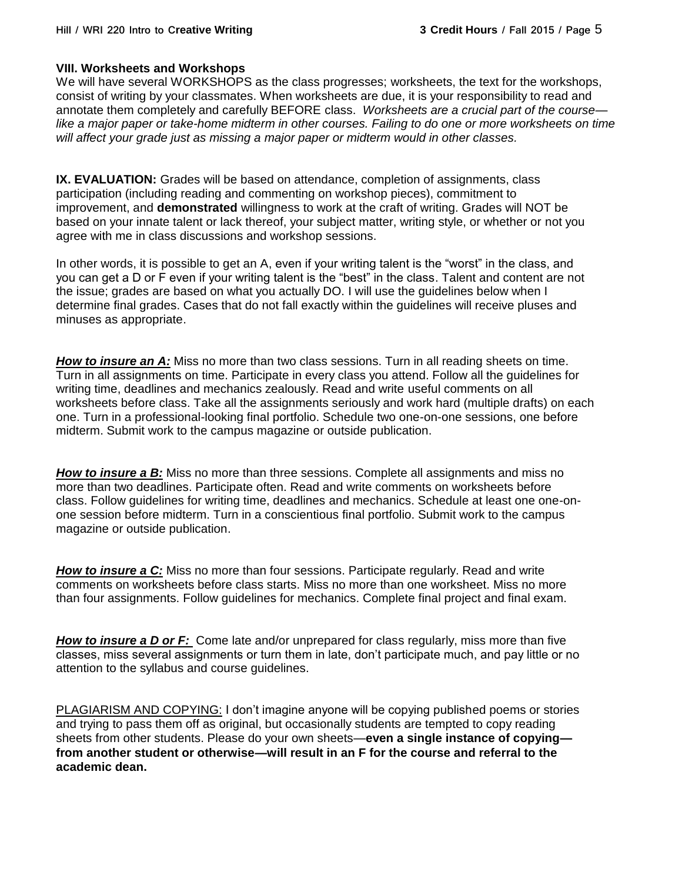### VIII. Worksheets and Workshops

We will have several WORKSHOPS as the class progresses; worksheets, the text for the workshops, consist of writing by your classmates. When worksheets are due, it is your responsibility to read and annotate them completely and carefully BEFORE class. *Worksheets are a crucial part of the course—like a major paper or take-home midterm in other courses. Failing to do one or more worksheets on time will affect your grade just as missing a major paper or midterm would in other classes.*

**IX. EVALUATION:** Grades will be based on attendance, completion of assignments, class participation (including reading and commenting on workshop pieces), commitment to improvement, and **demonstrated** willingness to work at the craft of writing. Grades will NOT be based on your innate talent or lack thereof, your subject matter, writing style, or whether or not you agree with me in class discussions and workshop sessions.

In other words, it is possible to get an A, even if your writing talent is the "worst" in the class, and you can get a D or F even if your writing talent is the "best" in the class. Talent and content are not the issue; grades are based on what you actually DO. I will use the guidelines below when I determine final grades. Cases that do not fall exactly within the guidelines will receive pluses and minuses as appropriate.

***How to insure an A:*** Miss no more than two class sessions. Turn in all reading sheets on time. Turn in all assignments on time. Participate in every class you attend. Follow all the guidelines for writing time, deadlines and mechanics zealously. Read and write useful comments on all worksheets before class. Take all the assignments seriously and work hard (multiple drafts) on each one. Turn in a professional-looking final portfolio. Schedule two one-on-one sessions, one before midterm. Submit work to the campus magazine or outside publication.

***How to insure a B:*** Miss no more than three sessions. Complete all assignments and miss no more than two deadlines. Participate often. Read and write comments on worksheets before class. Follow guidelines for writing time, deadlines and mechanics. Schedule at least one one-on-one session before midterm. Turn in a conscientious final portfolio. Submit work to the campus magazine or outside publication.

***How to insure a C:*** Miss no more than four sessions. Participate regularly. Read and write comments on worksheets before class starts. Miss no more than one worksheet. Miss no more than four assignments. Follow guidelines for mechanics. Complete final project and final exam.

***How to insure a D or F:*** Come late and/or unprepared for class regularly, miss more than five classes, miss several assignments or turn them in late, don't participate much, and pay little or no attention to the syllabus and course guidelines.

PLAGIARISM AND COPYING: I don't imagine anyone will be copying published poems or stories and trying to pass them off as original, but occasionally students are tempted to copy reading sheets from other students. Please do your own sheets—**even a single instance of copying—from another student or otherwise—will result in an F for the course and referral to the academic dean.**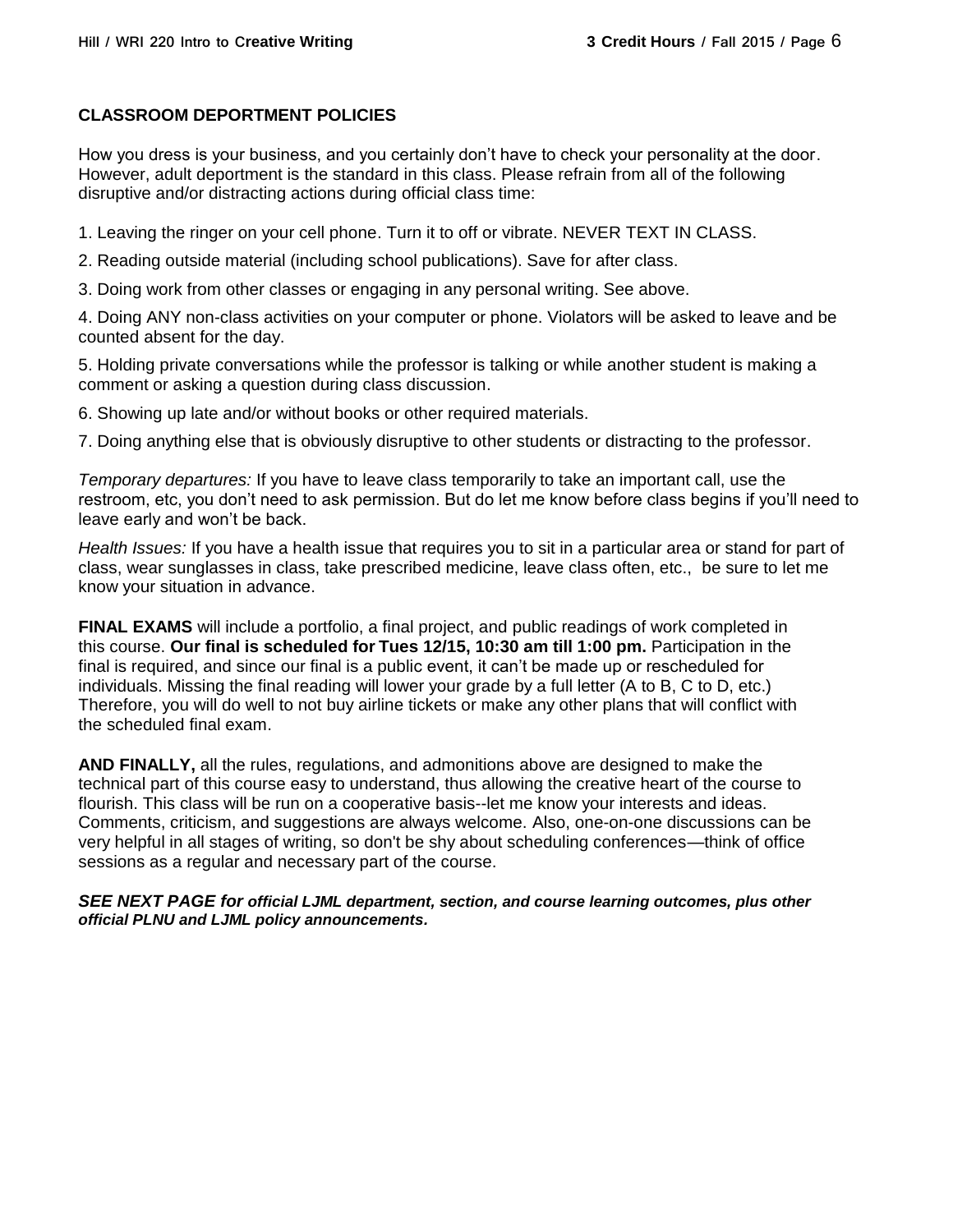## CLASSROOM DEPORTMENT POLICIES

How you dress is your business, and you certainly don't have to check your personality at the door. However, adult deportment is the standard in this class. Please refrain from all of the following disruptive and/or distracting actions during official class time:

1. Leaving the ringer on your cell phone. Turn it to off or vibrate. NEVER TEXT IN CLASS.
2. Reading outside material (including school publications). Save for after class.
3. Doing work from other classes or engaging in any personal writing. See above.
4. Doing ANY non-class activities on your computer or phone. Violators will be asked to leave and be counted absent for the day.
5. Holding private conversations while the professor is talking or while another student is making a comment or asking a question during class discussion.
6. Showing up late and/or without books or other required materials.
7. Doing anything else that is obviously disruptive to other students or distracting to the professor.

*Temporary departures:* If you have to leave class temporarily to take an important call, use the restroom, etc, you don't need to ask permission. But do let me know before class begins if you'll need to leave early and won't be back.

*Health Issues:* If you have a health issue that requires you to sit in a particular area or stand for part of class, wear sunglasses in class, take prescribed medicine, leave class often, etc., be sure to let me know your situation in advance.

**FINAL EXAMS** will include a portfolio, a final project, and public readings of work completed in this course. **Our final is scheduled for Tues 12/15, 10:30 am till 1:00 pm.** Participation in the final is required, and since our final is a public event, it can't be made up or rescheduled for individuals. Missing the final reading will lower your grade by a full letter (A to B, C to D, etc.) Therefore, you will do well to not buy airline tickets or make any other plans that will conflict with the scheduled final exam.

**AND FINALLY,** all the rules, regulations, and admonitions above are designed to make the technical part of this course easy to understand, thus allowing the creative heart of the course to flourish. This class will be run on a cooperative basis--let me know your interests and ideas. Comments, criticism, and suggestions are always welcome. Also, one-on-one discussions can be very helpful in all stages of writing, so don't be shy about scheduling conferences—think of office sessions as a regular and necessary part of the course.

***SEE NEXT PAGE for official LJML department, section, and course learning outcomes, plus other official PLNU and LJML policy announcements.***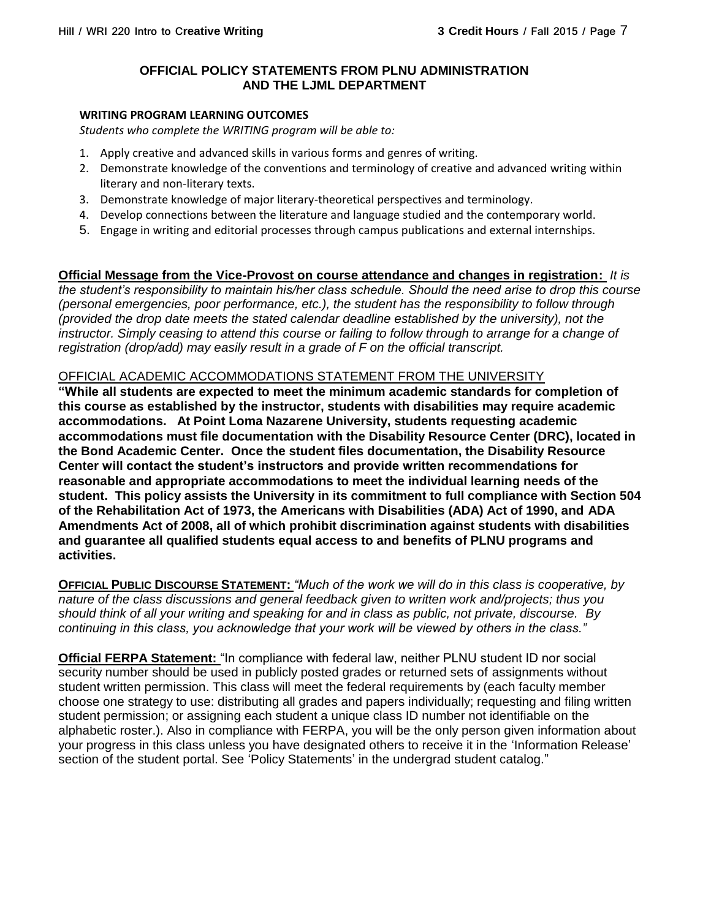## OFFICIAL POLICY STATEMENTS FROM PLNU ADMINISTRATION AND THE LJML DEPARTMENT

**WRITING PROGRAM LEARNING OUTCOMES**

*Students who complete the WRITING program will be able to:*

1. Apply creative and advanced skills in various forms and genres of writing.
2. Demonstrate knowledge of the conventions and terminology of creative and advanced writing within literary and non-literary texts.
3. Demonstrate knowledge of major literary-theoretical perspectives and terminology.
4. Develop connections between the literature and language studied and the contemporary world.
5. Engage in writing and editorial processes through campus publications and external internships.

**Official Message from the Vice-Provost on course attendance and changes in registration:** *It is the student's responsibility to maintain his/her class schedule. Should the need arise to drop this course (personal emergencies, poor performance, etc.), the student has the responsibility to follow through (provided the drop date meets the stated calendar deadline established by the university), not the instructor. Simply ceasing to attend this course or failing to follow through to arrange for a change of registration (drop/add) may easily result in a grade of F on the official transcript.*

OFFICIAL ACADEMIC ACCOMMODATIONS STATEMENT FROM THE UNIVERSITY

**"While all students are expected to meet the minimum academic standards for completion of this course as established by the instructor, students with disabilities may require academic accommodations. At Point Loma Nazarene University, students requesting academic accommodations must file documentation with the Disability Resource Center (DRC), located in the Bond Academic Center. Once the student files documentation, the Disability Resource Center will contact the student's instructors and provide written recommendations for reasonable and appropriate accommodations to meet the individual learning needs of the student. This policy assists the University in its commitment to full compliance with Section 504 of the Rehabilitation Act of 1973, the Americans with Disabilities (ADA) Act of 1990, and ADA Amendments Act of 2008, all of which prohibit discrimination against students with disabilities and guarantee all qualified students equal access to and benefits of PLNU programs and activities.**

**OFFICIAL PUBLIC DISCOURSE STATEMENT:** *"Much of the work we will do in this class is cooperative, by nature of the class discussions and general feedback given to written work and/projects; thus you should think of all your writing and speaking for and in class as public, not private, discourse. By continuing in this class, you acknowledge that your work will be viewed by others in the class."*

**Official FERPA Statement:** "In compliance with federal law, neither PLNU student ID nor social security number should be used in publicly posted grades or returned sets of assignments without student written permission. This class will meet the federal requirements by (each faculty member choose one strategy to use: distributing all grades and papers individually; requesting and filing written student permission; or assigning each student a unique class ID number not identifiable on the alphabetic roster.). Also in compliance with FERPA, you will be the only person given information about your progress in this class unless you have designated others to receive it in the 'Information Release' section of the student portal. See 'Policy Statements' in the undergrad student catalog."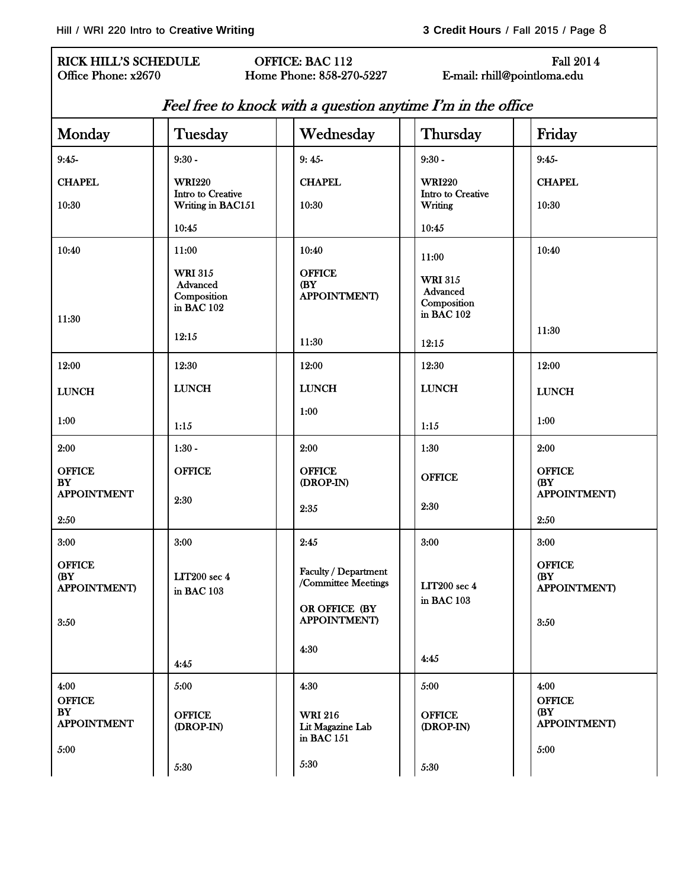RICK HILL'S SCHEDULE | OFFICE: BAC 112 | Fall 2014
Office Phone: x2670 | Home Phone: 858-270-5227 | E-mail: rhill@pointloma.edu

*Feel free to knock with a question anytime I'm in the office*

| Monday | Tuesday | Wednesday | Thursday | Friday |
|---|---|---|---|---|
| 9:45- CHAPEL 10:30 | 9:30 - WRI220 Intro to Creative Writing in BAC151 10:45 | 9: 45- CHAPEL 10:30 | 9:30 - WRI220 Intro to Creative Writing 10:45 | 9:45- CHAPEL 10:30 |
| 10:40 11:30 | 11:00 WRI 315 Advanced Composition in BAC 102 12:15 | 10:40 OFFICE (BY APPOINTMENT) 11:30 | 11:00 WRI 315 Advanced Composition in BAC 102 12:15 | 10:40 11:30 |
| 12:00 LUNCH 1:00 | 12:30 LUNCH 1:15 | 12:00 LUNCH 1:00 | 12:30 LUNCH 1:15 | 12:00 LUNCH 1:00 |
| 2:00 OFFICE BY APPOINTMENT 2:50 | 1:30 - OFFICE 2:30 | 2:00 OFFICE (DROP-IN) 2:35 | 1:30 OFFICE 2:30 | 2:00 OFFICE (BY APPOINTMENT) 2:50 |
| 3:00 OFFICE (BY APPOINTMENT) 3:50 | 3:00 LIT200 sec 4 in BAC 103 4:45 | 2:45 Faculty / Department /Committee Meetings OR OFFICE (BY APPOINTMENT) 4:30 | 3:00 LIT200 sec 4 in BAC 103 4:45 | 3:00 OFFICE (BY APPOINTMENT) 3:50 |
| 4:00 OFFICE BY APPOINTMENT 5:00 | 5:00 OFFICE (DROP-IN) 5:30 | 4:30 WRI 216 Lit Magazine Lab in BAC 151 5:30 | 5:00 OFFICE (DROP-IN) 5:30 | 4:00 OFFICE (BY APPOINTMENT) 5:00 |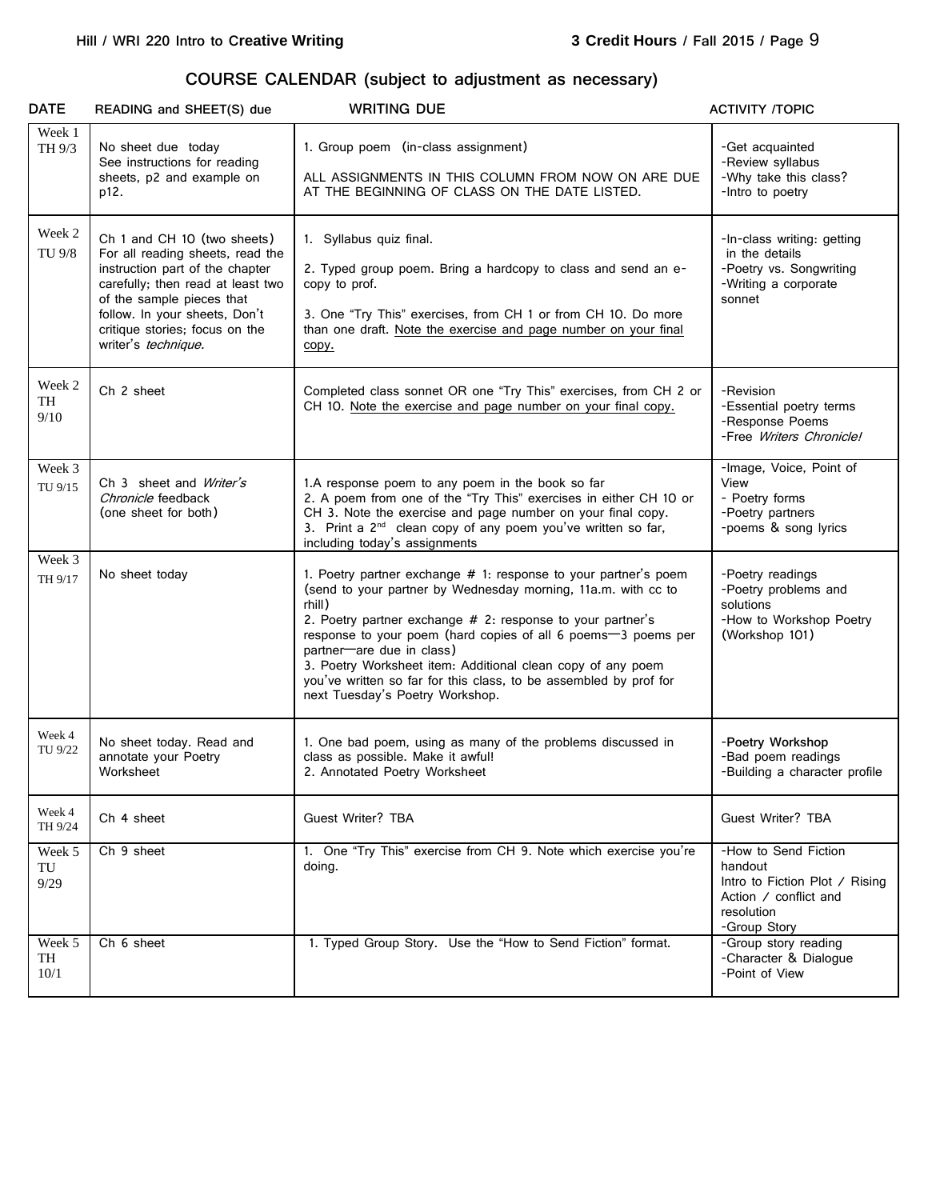## COURSE CALENDAR (subject to adjustment as necessary)

| DATE | READING and SHEET(S) due | WRITING DUE | ACTIVITY /TOPIC |
|---|---|---|---|
| Week 1 TH 9/3 | No sheet due today See instructions for reading sheets, p2 and example on p12. | 1. Group poem (in-class assignment) ALL ASSIGNMENTS IN THIS COLUMN FROM NOW ON ARE DUE AT THE BEGINNING OF CLASS ON THE DATE LISTED. | -Get acquainted -Review syllabus -Why take this class? -Intro to poetry |
| Week 2 TU 9/8 | Ch 1 and CH 10 (two sheets) For all reading sheets, read the instruction part of the chapter carefully; then read at least two of the sample pieces that follow. In your sheets, Don't critique stories; focus on the writer's *technique.* | 1. Syllabus quiz final. 2. Typed group poem. Bring a hardcopy to class and send an e-copy to prof. 3. One "Try This" exercises, from CH 1 or from CH 10. Do more than one draft. Note the exercise and page number on your final copy. | -In-class writing: getting in the details -Poetry vs. Songwriting -Writing a corporate sonnet |
| Week 2 TH 9/10 | Ch 2 sheet | Completed class sonnet OR one "Try This" exercises, from CH 2 or CH 10. Note the exercise and page number on your final copy. | -Revision -Essential poetry terms -Response Poems -Free *Writers Chronicle!* |
| Week 3 TU 9/15 | Ch 3 sheet and *Writer's Chronicle* feedback (one sheet for both) | 1.A response poem to any poem in the book so far 2. A poem from one of the "Try This" exercises in either CH 10 or CH 3. Note the exercise and page number on your final copy. 3. Print a 2nd clean copy of any poem you've written so far, including today's assignments | -Image, Voice, Point of View - Poetry forms -Poetry partners -poems & song lyrics |
| Week 3 TH 9/17 | No sheet today | 1. Poetry partner exchange # 1: response to your partner's poem (send to your partner by Wednesday morning, 11a.m. with cc to rhill) 2. Poetry partner exchange # 2: response to your partner's response to your poem (hard copies of all 6 poems—3 poems per partner—are due in class) 3. Poetry Worksheet item: Additional clean copy of any poem you've written so far for this class, to be assembled by prof for next Tuesday's Poetry Workshop. | -Poetry readings -Poetry problems and solutions -How to Workshop Poetry (Workshop 101) |
| Week 4 TU 9/22 | No sheet today. Read and annotate your Poetry Worksheet | 1. One bad poem, using as many of the problems discussed in class as possible. Make it awful! 2. Annotated Poetry Worksheet | -**Poetry Workshop** -Bad poem readings -Building a character profile |
| Week 4 TH 9/24 | Ch 4 sheet | Guest Writer? TBA | Guest Writer? TBA |
| Week 5 TU 9/29 | Ch 9 sheet | 1. One "Try This" exercise from CH 9. Note which exercise you're doing. | -How to Send Fiction handout Intro to Fiction Plot / Rising Action / conflict and resolution -Group Story |
| Week 5 TH 10/1 | Ch 6 sheet | 1. Typed Group Story. Use the "How to Send Fiction" format. | -Group story reading -Character & Dialogue -Point of View |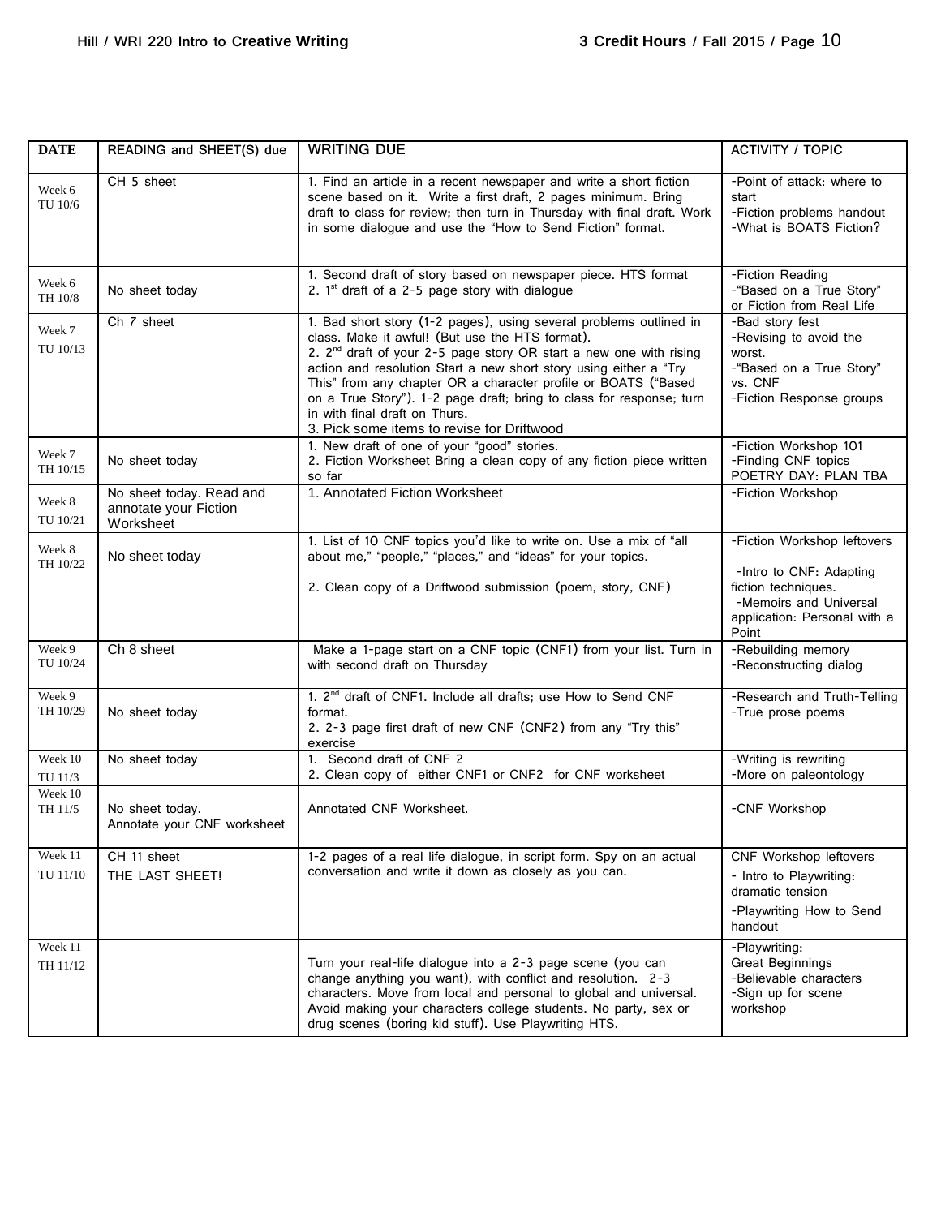| DATE | READING and SHEET(S) due | WRITING DUE | ACTIVITY / TOPIC |
|---|---|---|---|
| Week 6 TU 10/6 | CH 5 sheet | 1. Find an article in a recent newspaper and write a short fiction scene based on it. Write a first draft, 2 pages minimum. Bring draft to class for review; then turn in Thursday with final draft. Work in some dialogue and use the "How to Send Fiction" format. | -Point of attack: where to start<br>-Fiction problems handout<br>-What is BOATS Fiction? |
| Week 6 TH 10/8 | No sheet today | 1. Second draft of story based on newspaper piece. HTS format<br>2. 1st draft of a 2-5 page story with dialogue | -Fiction Reading<br>-"Based on a True Story" or Fiction from Real Life |
| Week 7 TU 10/13 | Ch 7 sheet | 1. Bad short story (1-2 pages), using several problems outlined in class. Make it awful! (But use the HTS format).<br>2. 2nd draft of your 2-5 page story OR start a new one with rising action and resolution Start a new short story using either a "Try This" from any chapter OR a character profile or BOATS ("Based on a True Story"). 1-2 page draft; bring to class for response; turn in with final draft on Thurs.<br>3. Pick some items to revise for Driftwood | -Bad story fest<br>-Revising to avoid the worst.<br>-"Based on a True Story" vs. CNF<br>-Fiction Response groups |
| Week 7 TH 10/15 | No sheet today | 1. New draft of one of your "good" stories.<br>2. Fiction Worksheet Bring a clean copy of any fiction piece written so far | -Fiction Workshop 101<br>-Finding CNF topics<br>POETRY DAY: PLAN TBA |
| Week 8 TU 10/21 | No sheet today. Read and annotate your Fiction Worksheet | 1. Annotated Fiction Worksheet | -Fiction Workshop |
| Week 8 TH 10/22 | No sheet today | 1. List of 10 CNF topics you'd like to write on. Use a mix of "all about me," "people," "places," and "ideas" for your topics.<br><br>2. Clean copy of a Driftwood submission (poem, story, CNF) | -Fiction Workshop leftovers<br>-Intro to CNF: Adapting fiction techniques.<br>-Memoirs and Universal application: Personal with a Point |
| Week 9 TU 10/24 | Ch 8 sheet | Make a 1-page start on a CNF topic (CNF1) from your list. Turn in with second draft on Thursday | -Rebuilding memory<br>-Reconstructing dialog |
| Week 9 TH 10/29 | No sheet today | 1. 2nd draft of CNF1. Include all drafts; use How to Send CNF format.<br>2. 2-3 page first draft of new CNF (CNF2) from any "Try this" exercise | -Research and Truth-Telling<br>-True prose poems |
| Week 10 TU 11/3 | No sheet today | 1. Second draft of CNF 2<br>2. Clean copy of either CNF1 or CNF2 for CNF worksheet | -Writing is rewriting<br>-More on paleontology |
| Week 10 TH 11/5 | No sheet today.<br>Annotate your CNF worksheet | Annotated CNF Worksheet. | -CNF Workshop |
| Week 11 TU 11/10 | CH 11 sheet<br>THE LAST SHEET! | 1-2 pages of a real life dialogue, in script form. Spy on an actual conversation and write it down as closely as you can. | CNF Workshop leftovers<br>- Intro to Playwriting: dramatic tension<br>-Playwriting How to Send handout |
| Week 11 TH 11/12 | | Turn your real-life dialogue into a 2-3 page scene (you can change anything you want), with conflict and resolution. 2-3 characters. Move from local and personal to global and universal. Avoid making your characters college students. No party, sex or drug scenes (boring kid stuff). Use Playwriting HTS. | -Playwriting:<br>Great Beginnings<br>-Believable characters<br>-Sign up for scene workshop |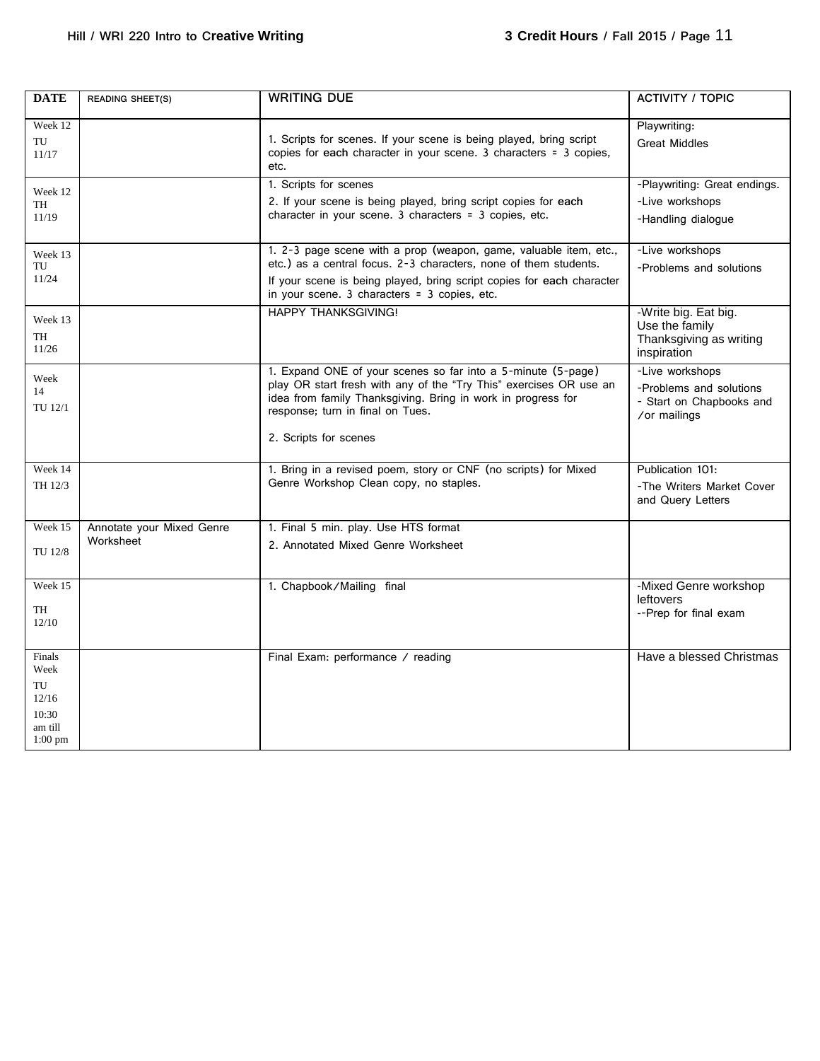| DATE | READING SHEET(S) | WRITING DUE | ACTIVITY / TOPIC |
|---|---|---|---|
| Week 12 TU 11/17 | | 1. Scripts for scenes. If your scene is being played, bring script copies for **each** character in your scene. 3 characters = 3 copies, etc. | Playwriting: Great Middles |
| Week 12 TH 11/19 | | 1. Scripts for scenes<br>2. If your scene is being played, bring script copies for **each** character in your scene. 3 characters = 3 copies, etc. | -Playwriting: Great endings.<br>-Live workshops<br>-Handling dialogue |
| Week 13 TU 11/24 | | 1. 2-3 page scene with a prop (weapon, game, valuable item, etc., etc.) as a central focus. 2-3 characters, none of them students.<br>If your scene is being played, bring script copies for **each** character in your scene. 3 characters = 3 copies, etc. | -Live workshops<br>-Problems and solutions |
| Week 13 TH 11/26 | | HAPPY THANKSGIVING! | -Write big. Eat big. Use the family Thanksgiving as writing inspiration |
| Week 14 TU 12/1 | | 1. Expand ONE of your scenes so far into a 5-minute (5-page) play OR start fresh with any of the "Try This" exercises OR use an idea from family Thanksgiving. Bring in work in progress for response; turn in final on Tues.<br>2. Scripts for scenes | -Live workshops<br>-Problems and solutions<br>- Start on Chapbooks and /or mailings |
| Week 14 TH 12/3 | | 1. Bring in a revised poem, story or CNF (no scripts) for Mixed Genre Workshop Clean copy, no staples. | Publication 101:<br>-The Writers Market Cover and Query Letters |
| Week 15 TU 12/8 | Annotate your Mixed Genre Worksheet | 1. Final 5 min. play. Use HTS format<br>2. Annotated Mixed Genre Worksheet | |
| Week 15 TH 12/10 | | 1. Chapbook/Mailing final | -Mixed Genre workshop leftovers<br>--Prep for final exam |
| Finals Week TU 12/16 10:30 am till 1:00 pm | | Final Exam: performance / reading | Have a blessed Christmas |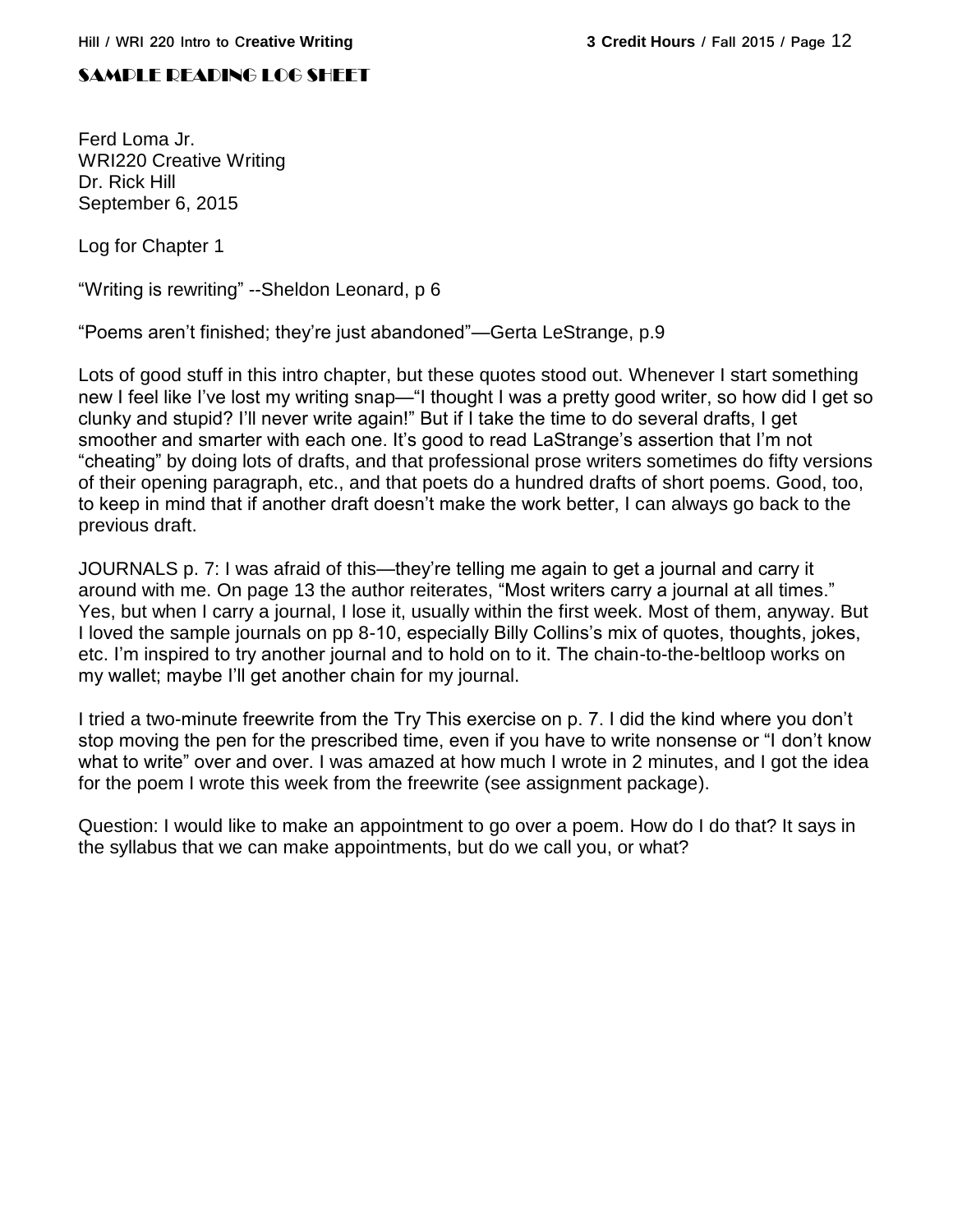## SAMPLE READING LOG SHEET

Ferd Loma Jr.
WRI220 Creative Writing
Dr. Rick Hill
September 6, 2015

Log for Chapter 1

"Writing is rewriting" --Sheldon Leonard, p 6

"Poems aren't finished; they're just abandoned"—Gerta LeStrange, p.9

Lots of good stuff in this intro chapter, but these quotes stood out. Whenever I start something new I feel like I've lost my writing snap—"I thought I was a pretty good writer, so how did I get so clunky and stupid? I'll never write again!" But if I take the time to do several drafts, I get smoother and smarter with each one. It's good to read LaStrange's assertion that I'm not "cheating" by doing lots of drafts, and that professional prose writers sometimes do fifty versions of their opening paragraph, etc., and that poets do a hundred drafts of short poems. Good, too, to keep in mind that if another draft doesn't make the work better, I can always go back to the previous draft.

JOURNALS p. 7: I was afraid of this—they're telling me again to get a journal and carry it around with me. On page 13 the author reiterates, "Most writers carry a journal at all times." Yes, but when I carry a journal, I lose it, usually within the first week. Most of them, anyway. But I loved the sample journals on pp 8-10, especially Billy Collins's mix of quotes, thoughts, jokes, etc. I'm inspired to try another journal and to hold on to it. The chain-to-the-beltloop works on my wallet; maybe I'll get another chain for my journal.

I tried a two-minute freewrite from the Try This exercise on p. 7. I did the kind where you don't stop moving the pen for the prescribed time, even if you have to write nonsense or "I don't know what to write" over and over. I was amazed at how much I wrote in 2 minutes, and I got the idea for the poem I wrote this week from the freewrite (see assignment package).

Question: I would like to make an appointment to go over a poem. How do I do that? It says in the syllabus that we can make appointments, but do we call you, or what?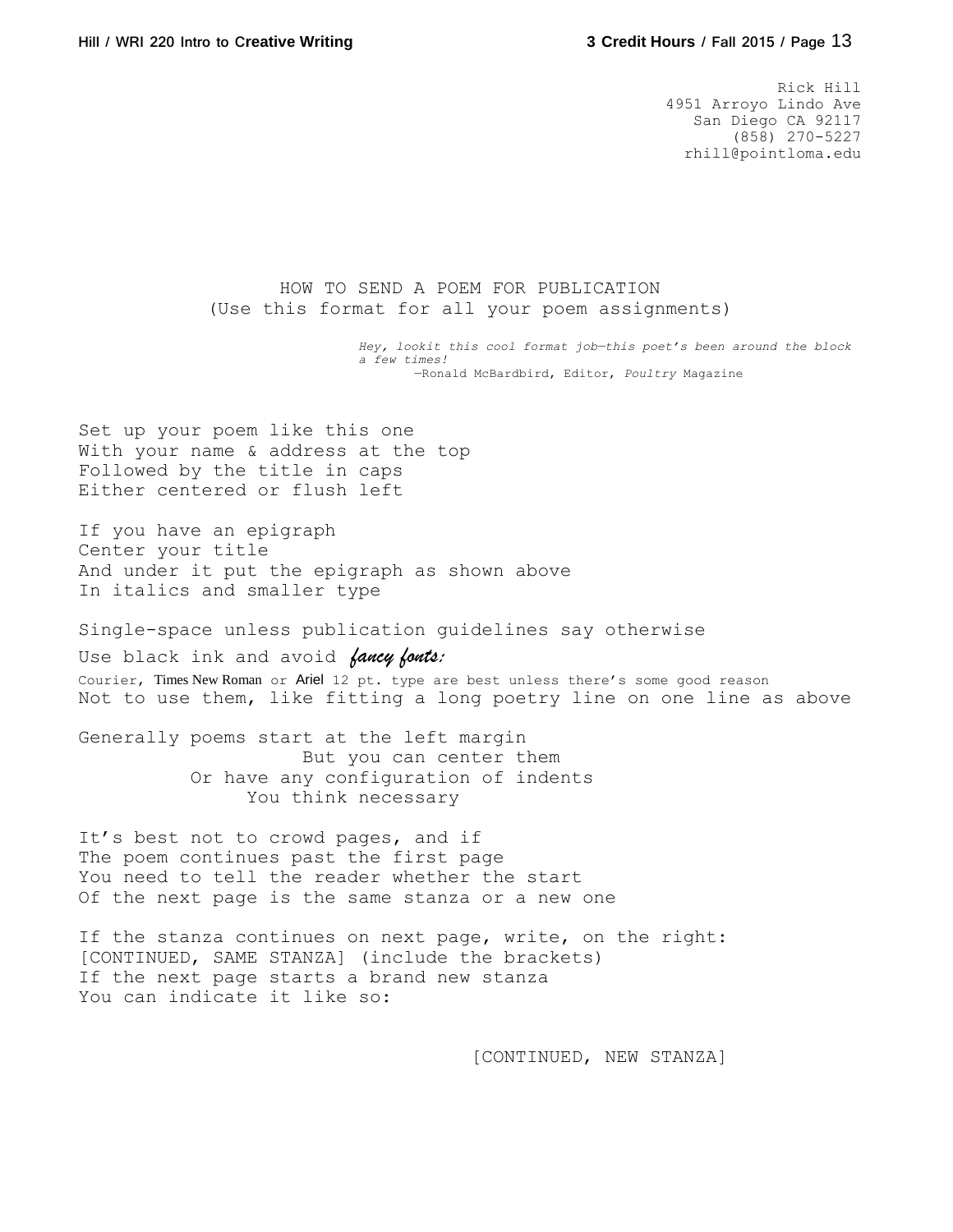Rick Hill
4951 Arroyo Lindo Ave
San Diego CA 92117
(858) 270-5227
rhill@pointloma.edu

HOW TO SEND A POEM FOR PUBLICATION
(Use this format for all your poem assignments)

*Hey, lookit this cool format job—this poet's been around the block a few times!*
—Ronald McBardbird, Editor, *Poultry* Magazine

Set up your poem like this one
With your name & address at the top
Followed by the title in caps
Either centered or flush left

If you have an epigraph
Center your title
And under it put the epigraph as shown above
In italics and smaller type

Single-space unless publication guidelines say otherwise
Use black ink and avoid *fancy fonts:*
Courier, Times New Roman or Ariel 12 pt. type are best unless there's some good reason
Not to use them, like fitting a long poetry line on one line as above

Generally poems start at the left margin
                    But you can center them
          Or have any configuration of indents
               You think necessary

It's best not to crowd pages, and if
The poem continues past the first page
You need to tell the reader whether the start
Of the next page is the same stanza or a new one

If the stanza continues on next page, write, on the right:
[CONTINUED, SAME STANZA] (include the brackets)
If the next page starts a brand new stanza
You can indicate it like so:

[CONTINUED, NEW STANZA]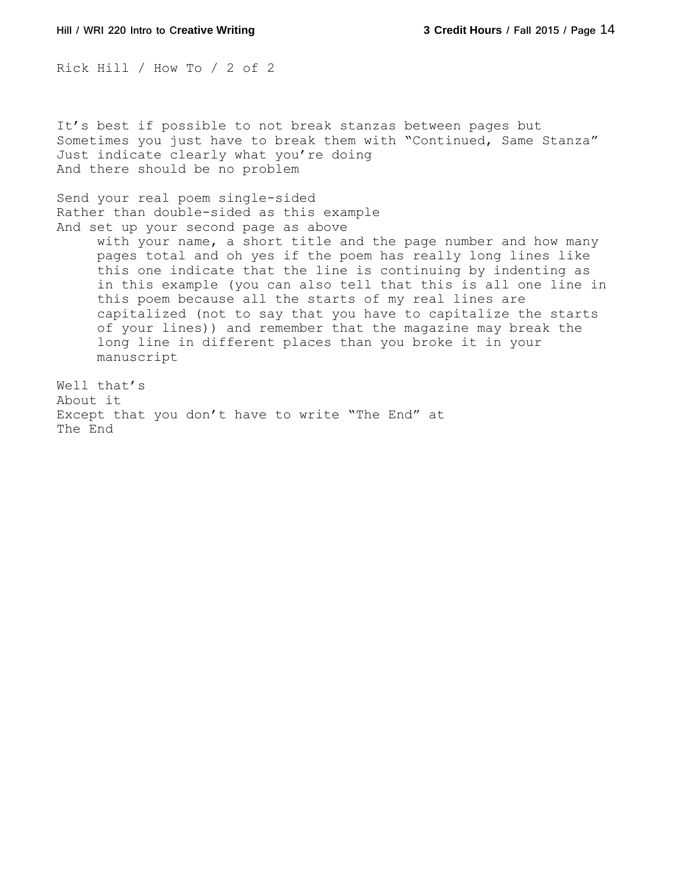```
Rick Hill / How To / 2 of 2


It's best if possible to not break stanzas between pages but
Sometimes you just have to break them with "Continued, Same Stanza"
Just indicate clearly what you're doing
And there should be no problem

Send your real poem single-sided
Rather than double-sided as this example
And set up your second page as above
     with your name, a short title and the page number and how many
     pages total and oh yes if the poem has really long lines like
     this one indicate that the line is continuing by indenting as
     in this example (you can also tell that this is all one line in
     this poem because all the starts of my real lines are
     capitalized (not to say that you have to capitalize the starts
     of your lines)) and remember that the magazine may break the
     long line in different places than you broke it in your
     manuscript

Well that's
About it
Except that you don't have to write "The End" at
The End
```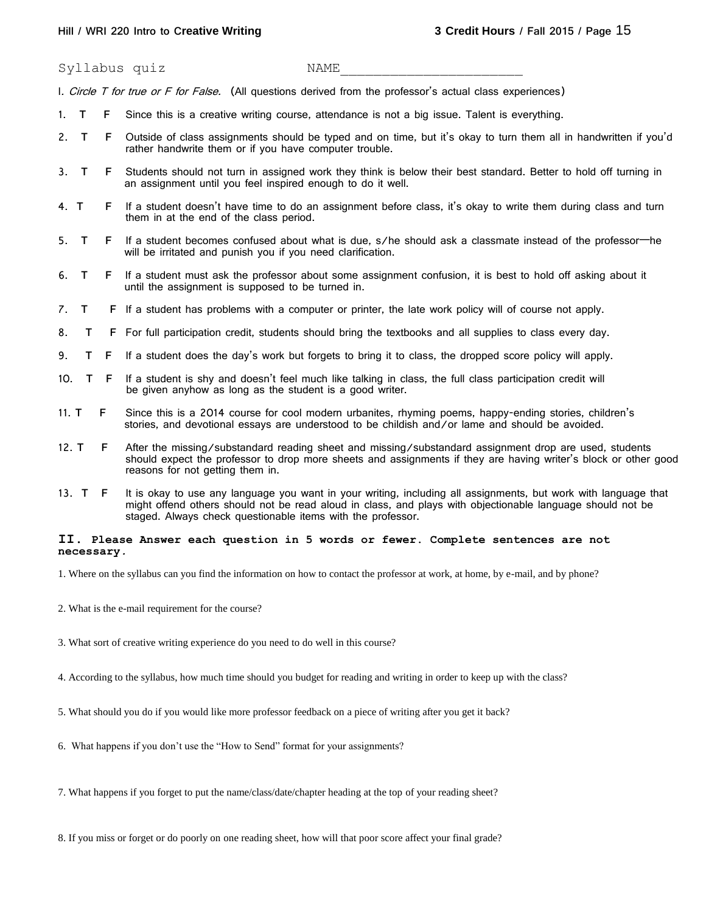Syllabus quiz NAME___________________________

I. *Circle T for true or F for False.* (All questions derived from the professor's actual class experiences)

1. T F Since this is a creative writing course, attendance is not a big issue. Talent is everything.

2. T F Outside of class assignments should be typed and on time, but it's okay to turn them all in handwritten if you'd rather handwrite them or if you have computer trouble.

3. T F Students should not turn in assigned work they think is below their best standard. Better to hold off turning in an assignment until you feel inspired enough to do it well.

4. T F If a student doesn't have time to do an assignment before class, it's okay to write them during class and turn them in at the end of the class period.

5. T F If a student becomes confused about what is due, s/he should ask a classmate instead of the professor—he will be irritated and punish you if you need clarification.

6. T F If a student must ask the professor about some assignment confusion, it is best to hold off asking about it until the assignment is supposed to be turned in.

7. T F If a student has problems with a computer or printer, the late work policy will of course not apply.

8. T F For full participation credit, students should bring the textbooks and all supplies to class every day.

9. T F If a student does the day's work but forgets to bring it to class, the dropped score policy will apply.

10. T F If a student is shy and doesn't feel much like talking in class, the full class participation credit will be given anyhow as long as the student is a good writer.

11. T F Since this is a 2014 course for cool modern urbanites, rhyming poems, happy-ending stories, children's stories, and devotional essays are understood to be childish and/or lame and should be avoided.

12. T F After the missing/substandard reading sheet and missing/substandard assignment drop are used, students should expect the professor to drop more sheets and assignments if they are having writer's block or other good reasons for not getting them in.

13. T F It is okay to use any language you want in your writing, including all assignments, but work with language that might offend others should not be read aloud in class, and plays with objectionable language should not be staged. Always check questionable items with the professor.

**II. Please Answer each question in 5 words or fewer. Complete sentences are not necessary.**

1. Where on the syllabus can you find the information on how to contact the professor at work, at home, by e-mail, and by phone?

2. What is the e-mail requirement for the course?

3. What sort of creative writing experience do you need to do well in this course?

4. According to the syllabus, how much time should you budget for reading and writing in order to keep up with the class?

5. What should you do if you would like more professor feedback on a piece of writing after you get it back?

6. What happens if you don't use the "How to Send" format for your assignments?

7. What happens if you forget to put the name/class/date/chapter heading at the top of your reading sheet?

8. If you miss or forget or do poorly on one reading sheet, how will that poor score affect your final grade?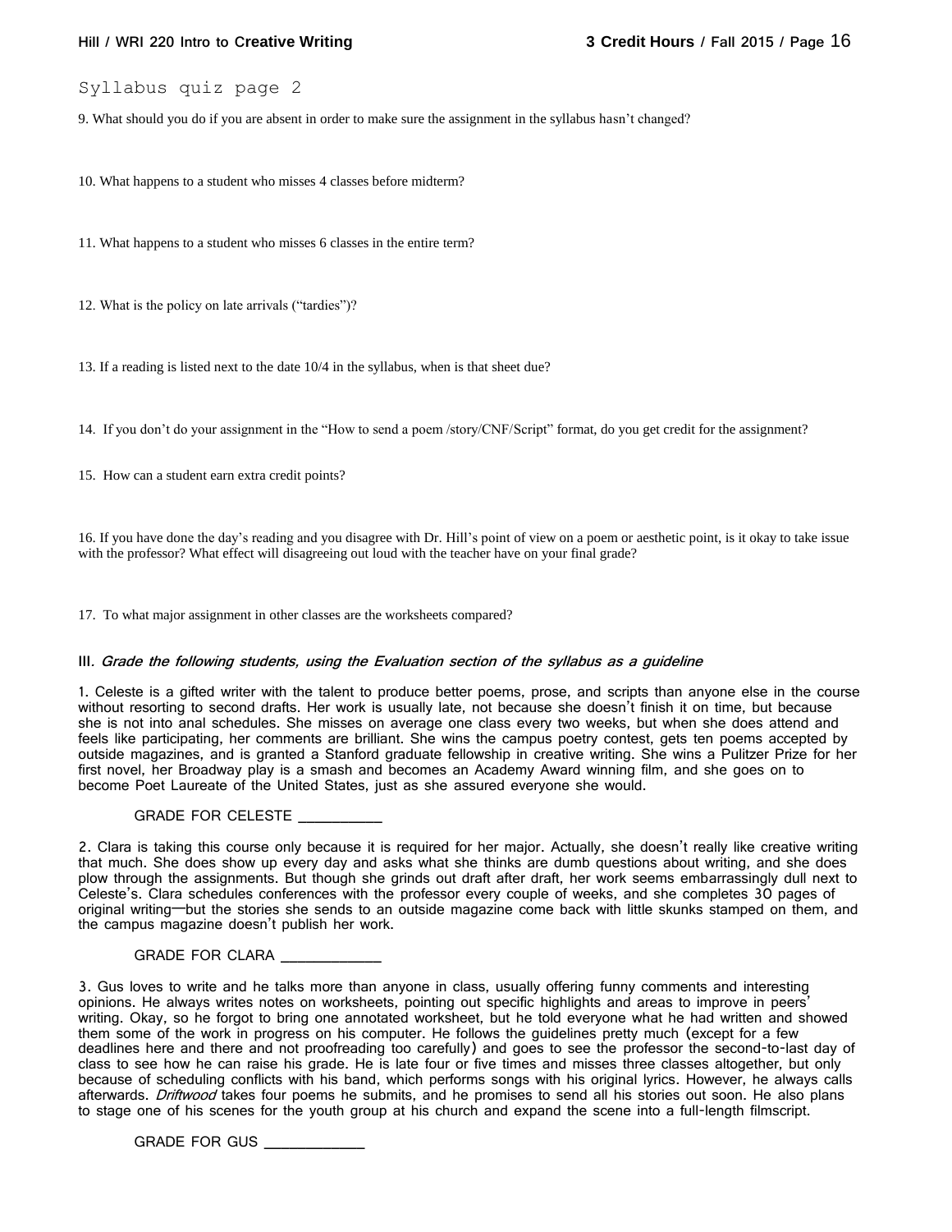Syllabus quiz page 2

9. What should you do if you are absent in order to make sure the assignment in the syllabus hasn't changed?

10. What happens to a student who misses 4 classes before midterm?

11. What happens to a student who misses 6 classes in the entire term?

12. What is the policy on late arrivals ("tardies")?

13. If a reading is listed next to the date 10/4 in the syllabus, when is that sheet due?

14. If you don't do your assignment in the "How to send a poem /story/CNF/Script" format, do you get credit for the assignment?

15. How can a student earn extra credit points?

16. If you have done the day's reading and you disagree with Dr. Hill's point of view on a poem or aesthetic point, is it okay to take issue with the professor? What effect will disagreeing out loud with the teacher have on your final grade?

17. To what major assignment in other classes are the worksheets compared?

### III. *Grade the following students, using the Evaluation section of the syllabus as a guideline*

1. Celeste is a gifted writer with the talent to produce better poems, prose, and scripts than anyone else in the course without resorting to second drafts. Her work is usually late, not because she doesn't finish it on time, but because she is not into anal schedules. She misses on average one class every two weeks, but when she does attend and feels like participating, her comments are brilliant. She wins the campus poetry contest, gets ten poems accepted by outside magazines, and is granted a Stanford graduate fellowship in creative writing. She wins a Pulitzer Prize for her first novel, her Broadway play is a smash and becomes an Academy Award winning film, and she goes on to become Poet Laureate of the United States, just as she assured everyone she would.

GRADE FOR CELESTE __________

2. Clara is taking this course only because it is required for her major. Actually, she doesn't really like creative writing that much. She does show up every day and asks what she thinks are dumb questions about writing, and she does plow through the assignments. But though she grinds out draft after draft, her work seems embarrassingly dull next to Celeste's. Clara schedules conferences with the professor every couple of weeks, and she completes 30 pages of original writing—but the stories she sends to an outside magazine come back with little skunks stamped on them, and the campus magazine doesn't publish her work.

GRADE FOR CLARA ____________

3. Gus loves to write and he talks more than anyone in class, usually offering funny comments and interesting opinions. He always writes notes on worksheets, pointing out specific highlights and areas to improve in peers' writing. Okay, so he forgot to bring one annotated worksheet, but he told everyone what he had written and showed them some of the work in progress on his computer. He follows the guidelines pretty much (except for a few deadlines here and there and not proofreading too carefully) and goes to see the professor the second-to-last day of class to see how he can raise his grade. He is late four or five times and misses three classes altogether, but only because of scheduling conflicts with his band, which performs songs with his original lyrics. However, he always calls afterwards. *Driftwood* takes four poems he submits, and he promises to send all his stories out soon. He also plans to stage one of his scenes for the youth group at his church and expand the scene into a full-length filmscript.

GRADE FOR GUS ____________